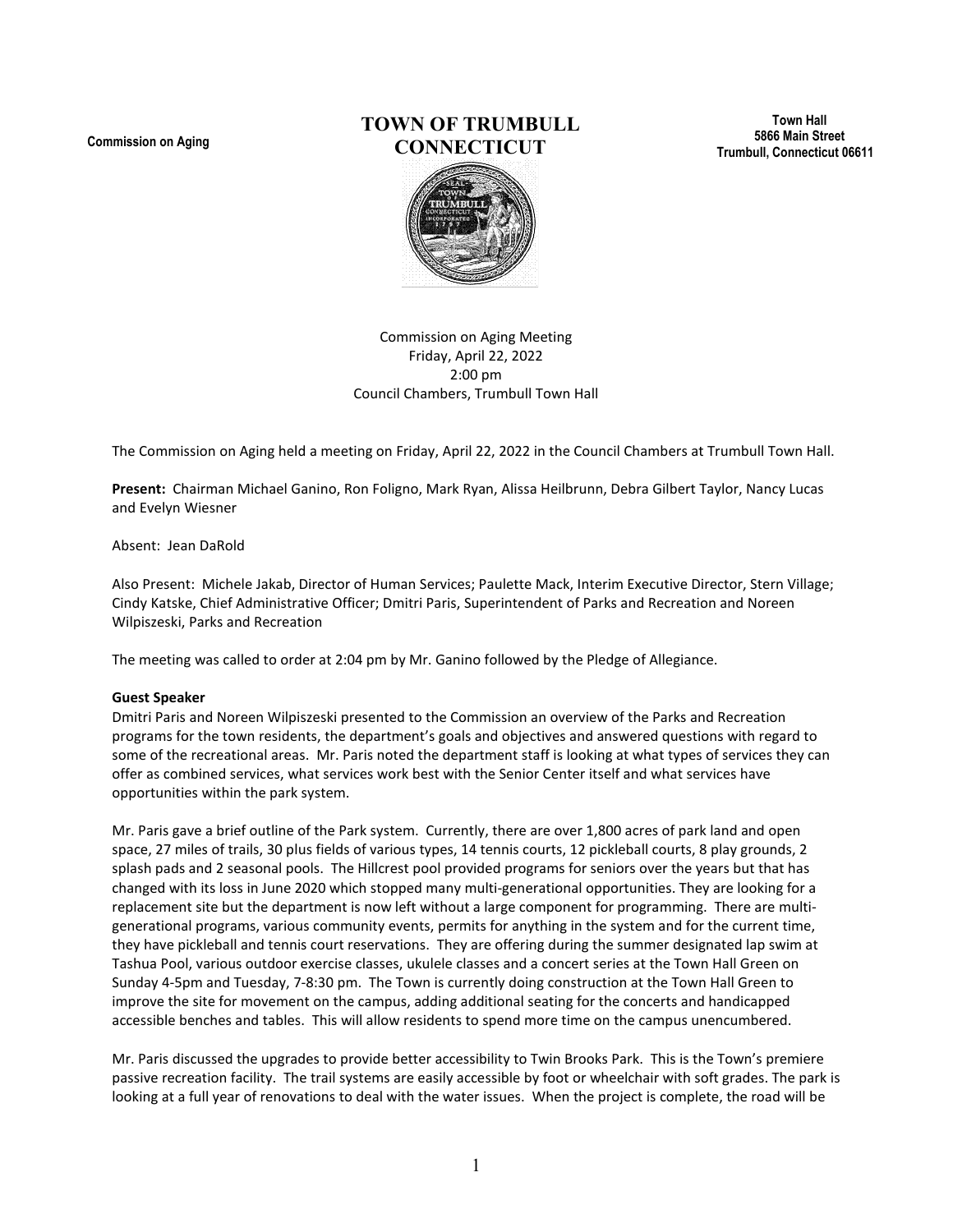Commission on Aging

# TOWN OF TRUMBULL CONNECTICUT

**Town Hall**
**5866 Main Street**
**Trumbull, Connecticut 06611**

Commission on Aging Meeting
Friday, April 22, 2022
2:00 pm
Council Chambers, Trumbull Town Hall

The Commission on Aging held a meeting on Friday, April 22, 2022 in the Council Chambers at Trumbull Town Hall.

**Present:** Chairman Michael Ganino, Ron Foligno, Mark Ryan, Alissa Heilbrunn, Debra Gilbert Taylor, Nancy Lucas and Evelyn Wiesner

Absent: Jean DaRold

Also Present: Michele Jakab, Director of Human Services; Paulette Mack, Interim Executive Director, Stern Village; Cindy Katske, Chief Administrative Officer; Dmitri Paris, Superintendent of Parks and Recreation and Noreen Wilpiszeski, Parks and Recreation

The meeting was called to order at 2:04 pm by Mr. Ganino followed by the Pledge of Allegiance.

**Guest Speaker**

Dmitri Paris and Noreen Wilpiszeski presented to the Commission an overview of the Parks and Recreation programs for the town residents, the department's goals and objectives and answered questions with regard to some of the recreational areas. Mr. Paris noted the department staff is looking at what types of services they can offer as combined services, what services work best with the Senior Center itself and what services have opportunities within the park system.

Mr. Paris gave a brief outline of the Park system. Currently, there are over 1,800 acres of park land and open space, 27 miles of trails, 30 plus fields of various types, 14 tennis courts, 12 pickleball courts, 8 play grounds, 2 splash pads and 2 seasonal pools. The Hillcrest pool provided programs for seniors over the years but that has changed with its loss in June 2020 which stopped many multi-generational opportunities. They are looking for a replacement site but the department is now left without a large component for programming. There are multi-generational programs, various community events, permits for anything in the system and for the current time, they have pickleball and tennis court reservations. They are offering during the summer designated lap swim at Tashua Pool, various outdoor exercise classes, ukulele classes and a concert series at the Town Hall Green on Sunday 4-5pm and Tuesday, 7-8:30 pm. The Town is currently doing construction at the Town Hall Green to improve the site for movement on the campus, adding additional seating for the concerts and handicapped accessible benches and tables. This will allow residents to spend more time on the campus unencumbered.

Mr. Paris discussed the upgrades to provide better accessibility to Twin Brooks Park. This is the Town's premiere passive recreation facility. The trail systems are easily accessible by foot or wheelchair with soft grades. The park is looking at a full year of renovations to deal with the water issues. When the project is complete, the road will be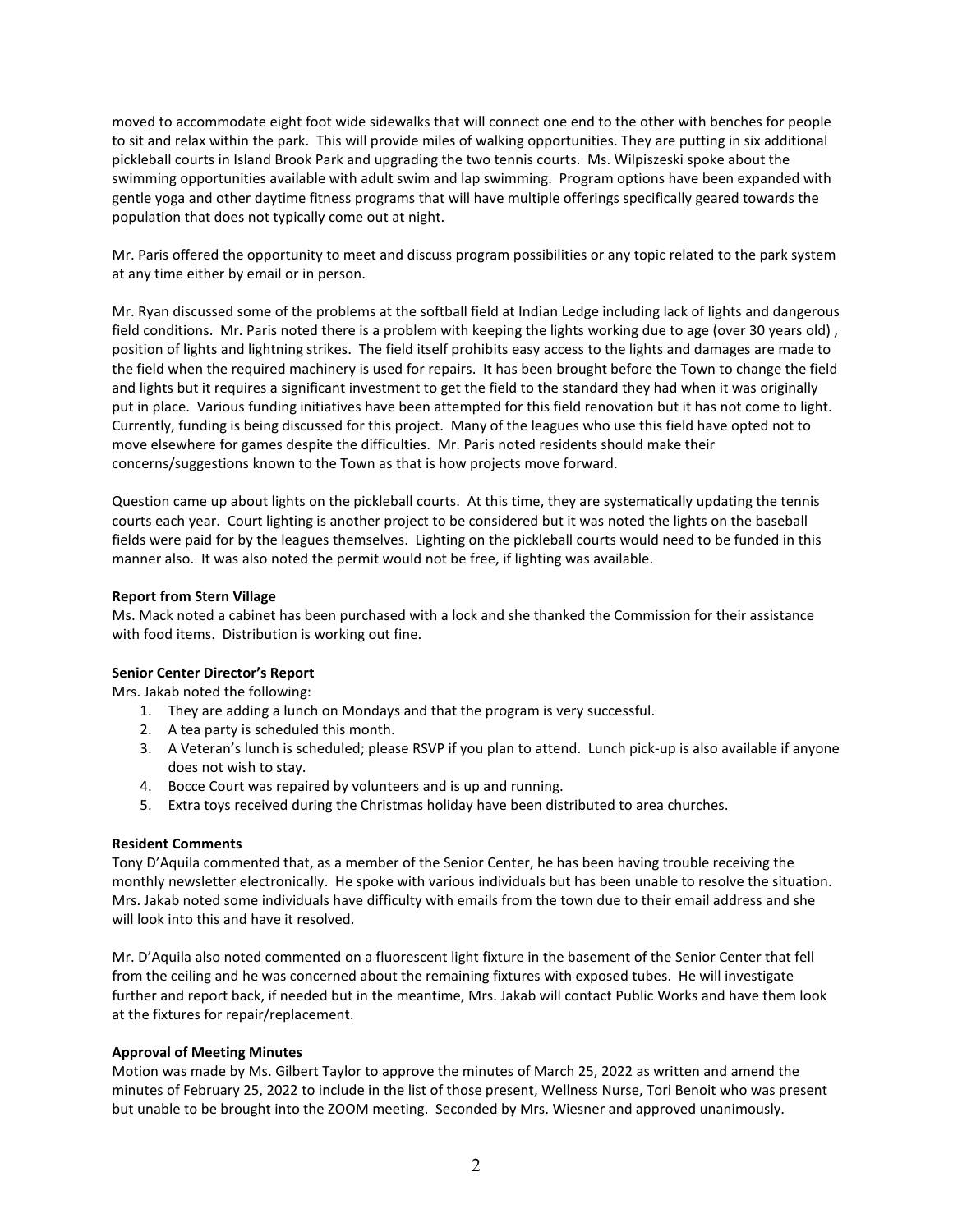moved to accommodate eight foot wide sidewalks that will connect one end to the other with benches for people to sit and relax within the park. This will provide miles of walking opportunities. They are putting in six additional pickleball courts in Island Brook Park and upgrading the two tennis courts. Ms. Wilpiszeski spoke about the swimming opportunities available with adult swim and lap swimming. Program options have been expanded with gentle yoga and other daytime fitness programs that will have multiple offerings specifically geared towards the population that does not typically come out at night.

Mr. Paris offered the opportunity to meet and discuss program possibilities or any topic related to the park system at any time either by email or in person.

Mr. Ryan discussed some of the problems at the softball field at Indian Ledge including lack of lights and dangerous field conditions. Mr. Paris noted there is a problem with keeping the lights working due to age (over 30 years old) , position of lights and lightning strikes. The field itself prohibits easy access to the lights and damages are made to the field when the required machinery is used for repairs. It has been brought before the Town to change the field and lights but it requires a significant investment to get the field to the standard they had when it was originally put in place. Various funding initiatives have been attempted for this field renovation but it has not come to light. Currently, funding is being discussed for this project. Many of the leagues who use this field have opted not to move elsewhere for games despite the difficulties. Mr. Paris noted residents should make their concerns/suggestions known to the Town as that is how projects move forward.

Question came up about lights on the pickleball courts. At this time, they are systematically updating the tennis courts each year. Court lighting is another project to be considered but it was noted the lights on the baseball fields were paid for by the leagues themselves. Lighting on the pickleball courts would need to be funded in this manner also. It was also noted the permit would not be free, if lighting was available.

**Report from Stern Village**
Ms. Mack noted a cabinet has been purchased with a lock and she thanked the Commission for their assistance with food items. Distribution is working out fine.

**Senior Center Director's Report**
Mrs. Jakab noted the following:

1. They are adding a lunch on Mondays and that the program is very successful.
2. A tea party is scheduled this month.
3. A Veteran's lunch is scheduled; please RSVP if you plan to attend. Lunch pick-up is also available if anyone does not wish to stay.
4. Bocce Court was repaired by volunteers and is up and running.
5. Extra toys received during the Christmas holiday have been distributed to area churches.

**Resident Comments**
Tony D'Aquila commented that, as a member of the Senior Center, he has been having trouble receiving the monthly newsletter electronically. He spoke with various individuals but has been unable to resolve the situation. Mrs. Jakab noted some individuals have difficulty with emails from the town due to their email address and she will look into this and have it resolved.

Mr. D'Aquila also noted commented on a fluorescent light fixture in the basement of the Senior Center that fell from the ceiling and he was concerned about the remaining fixtures with exposed tubes. He will investigate further and report back, if needed but in the meantime, Mrs. Jakab will contact Public Works and have them look at the fixtures for repair/replacement.

**Approval of Meeting Minutes**
Motion was made by Ms. Gilbert Taylor to approve the minutes of March 25, 2022 as written and amend the minutes of February 25, 2022 to include in the list of those present, Wellness Nurse, Tori Benoit who was present but unable to be brought into the ZOOM meeting. Seconded by Mrs. Wiesner and approved unanimously.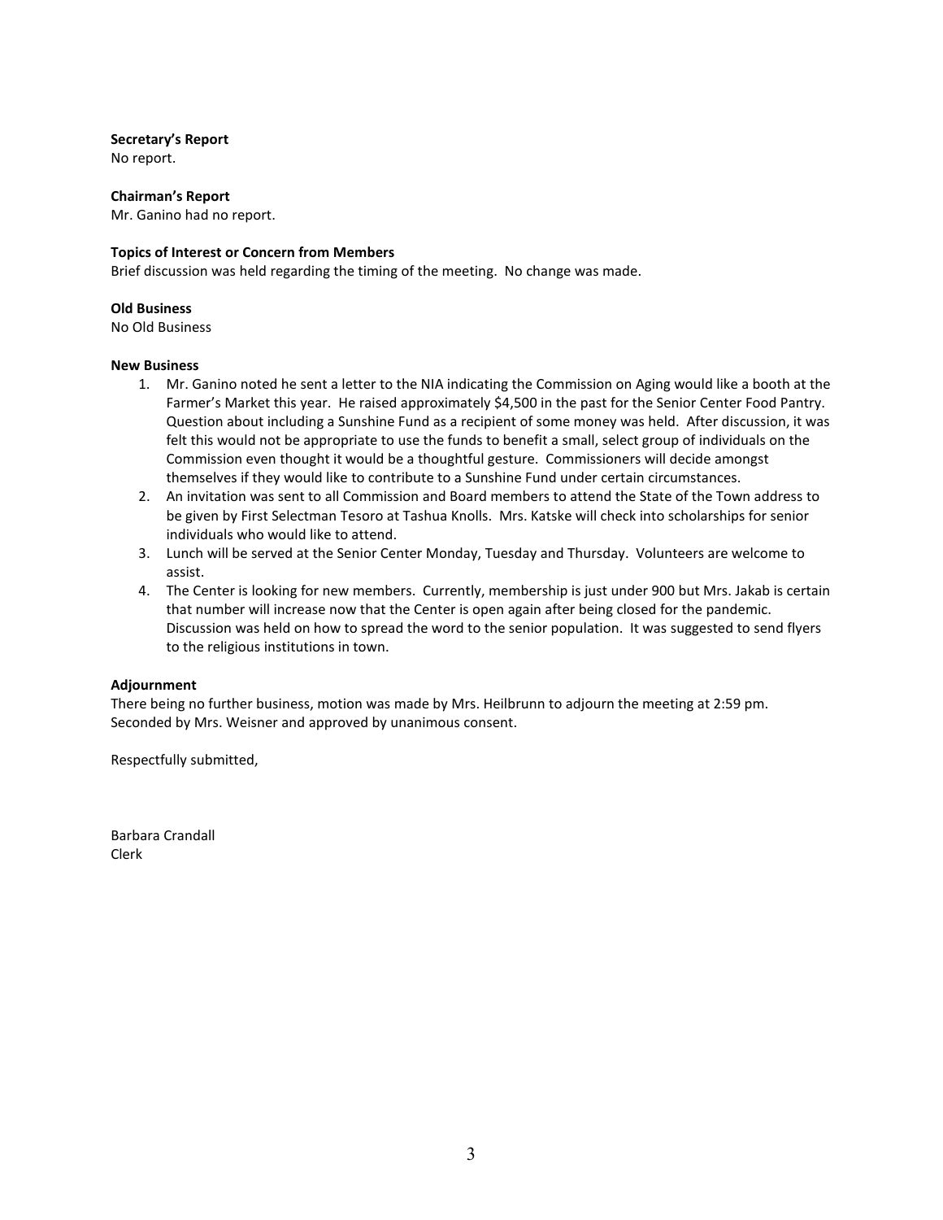**Secretary's Report**
No report.

**Chairman's Report**
Mr. Ganino had no report.

**Topics of Interest or Concern from Members**
Brief discussion was held regarding the timing of the meeting. No change was made.

**Old Business**
No Old Business

**New Business**

1. Mr. Ganino noted he sent a letter to the NIA indicating the Commission on Aging would like a booth at the Farmer's Market this year. He raised approximately $4,500 in the past for the Senior Center Food Pantry. Question about including a Sunshine Fund as a recipient of some money was held. After discussion, it was felt this would not be appropriate to use the funds to benefit a small, select group of individuals on the Commission even thought it would be a thoughtful gesture. Commissioners will decide amongst themselves if they would like to contribute to a Sunshine Fund under certain circumstances.
2. An invitation was sent to all Commission and Board members to attend the State of the Town address to be given by First Selectman Tesoro at Tashua Knolls. Mrs. Katske will check into scholarships for senior individuals who would like to attend.
3. Lunch will be served at the Senior Center Monday, Tuesday and Thursday. Volunteers are welcome to assist.
4. The Center is looking for new members. Currently, membership is just under 900 but Mrs. Jakab is certain that number will increase now that the Center is open again after being closed for the pandemic. Discussion was held on how to spread the word to the senior population. It was suggested to send flyers to the religious institutions in town.

**Adjournment**
There being no further business, motion was made by Mrs. Heilbrunn to adjourn the meeting at 2:59 pm. Seconded by Mrs. Weisner and approved by unanimous consent.

Respectfully submitted,

Barbara Crandall
Clerk